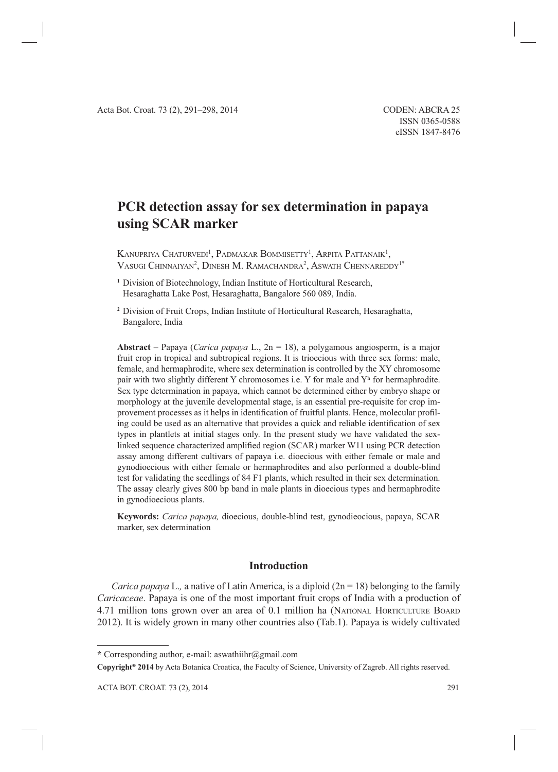# PCR detection assay for sex determination in papaya using SCAR marker

Kanupriya Chaturvedi[1], Padmakar Bommisetty[1], Arpita Pattanaik[1], Vasugi Chinnaiyan[2], Dinesh M. Ramachandra[2], Aswath Chennareddy[1*]

[1] Division of Biotechnology, Indian Institute of Horticultural Research, Hesaraghatta Lake Post, Hesaraghatta, Bangalore 560 089, India.

[2] Division of Fruit Crops, Indian Institute of Horticultural Research, Hesaraghatta, Bangalore, India

**Abstract** – Papaya (*Carica papaya* L., 2n = 18), a polygamous angiosperm, is a major fruit crop in tropical and subtropical regions. It is trioecious with three sex forms: male, female, and hermaphrodite, where sex determination is controlled by the XY chromosome pair with two slightly different Y chromosomes i.e. Y for male and $Y^h$ for hermaphrodite. Sex type determination in papaya, which cannot be determined either by embryo shape or morphology at the juvenile developmental stage, is an essential pre-requisite for crop improvement processes as it helps in identification of fruitful plants. Hence, molecular profiling could be used as an alternative that provides a quick and reliable identification of sex types in plantlets at initial stages only. In the present study we have validated the sex-linked sequence characterized amplified region (SCAR) marker W11 using PCR detection assay among different cultivars of papaya i.e. dioecious with either female or male and gynodioecious with either female or hermaphrodites and also performed a double-blind test for validating the seedlings of 84 F1 plants, which resulted in their sex determination. The assay clearly gives 800 bp band in male plants in dioecious types and hermaphrodite in gynodioecious plants.

**Keywords:** *Carica papaya,* dioecious, double-blind test, gynodieocious, papaya, SCAR marker, sex determination

## Introduction

*Carica papaya* L.*,* a native of Latin America, is a diploid (2n = 18) belonging to the family *Caricaceae*. Papaya is one of the most important fruit crops of India with a production of 4.71 million tons grown over an area of 0.1 million ha (National Horticulture Board 2012). It is widely grown in many other countries also (Tab.1). Papaya is widely cultivated

\* Corresponding author, e-mail: aswathiihr@gmail.com

**Copyright® 2014** by Acta Botanica Croatica, the Faculty of Science, University of Zagreb. All rights reserved.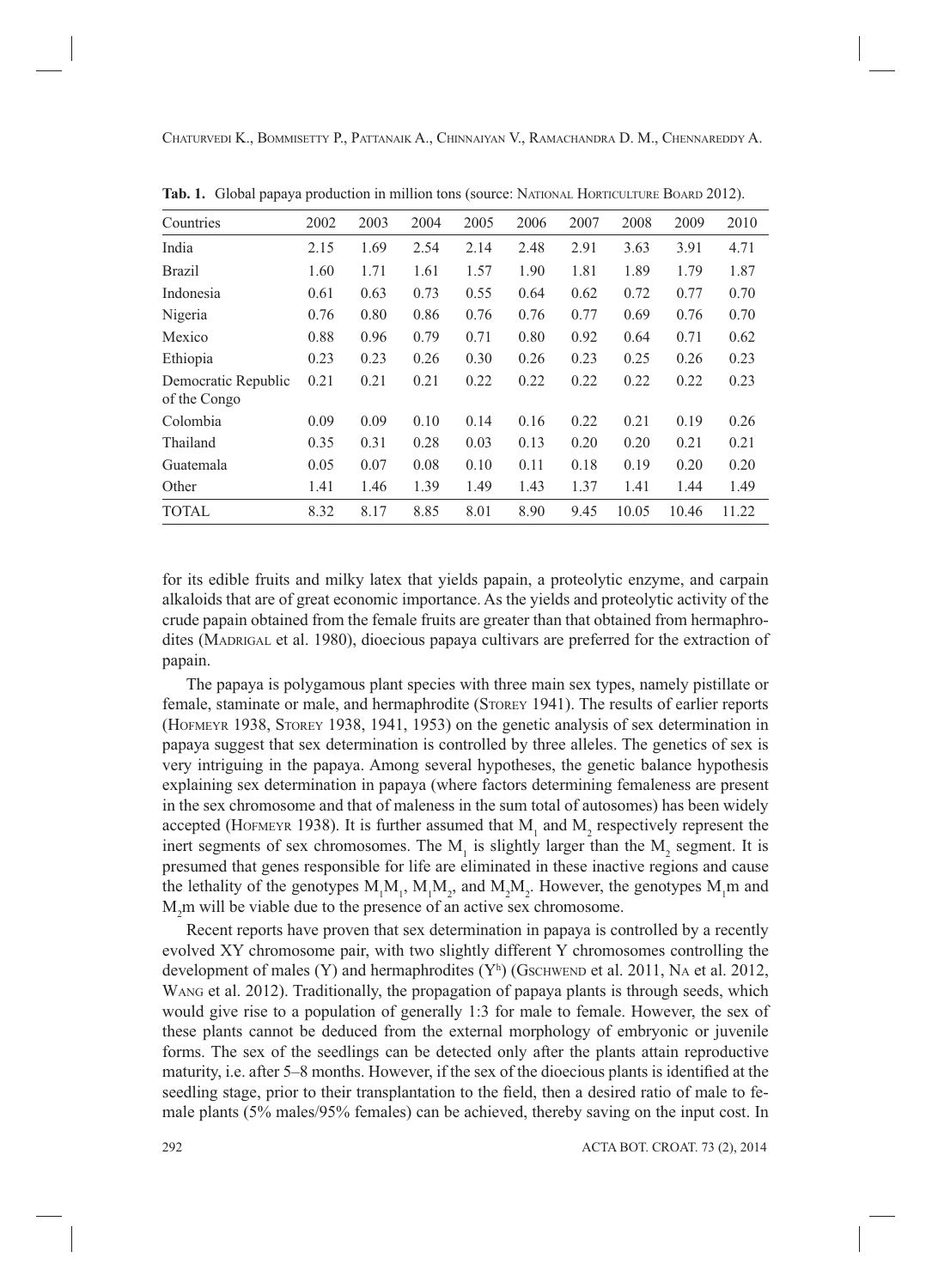**Tab. 1.** Global papaya production in million tons (source: NATIONAL HORTICULTURE BOARD 2012).

| Countries | 2002 | 2003 | 2004 | 2005 | 2006 | 2007 | 2008 | 2009 | 2010 |
|---|---|---|---|---|---|---|---|---|---|
| India | 2.15 | 1.69 | 2.54 | 2.14 | 2.48 | 2.91 | 3.63 | 3.91 | 4.71 |
| Brazil | 1.60 | 1.71 | 1.61 | 1.57 | 1.90 | 1.81 | 1.89 | 1.79 | 1.87 |
| Indonesia | 0.61 | 0.63 | 0.73 | 0.55 | 0.64 | 0.62 | 0.72 | 0.77 | 0.70 |
| Nigeria | 0.76 | 0.80 | 0.86 | 0.76 | 0.76 | 0.77 | 0.69 | 0.76 | 0.70 |
| Mexico | 0.88 | 0.96 | 0.79 | 0.71 | 0.80 | 0.92 | 0.64 | 0.71 | 0.62 |
| Ethiopia | 0.23 | 0.23 | 0.26 | 0.30 | 0.26 | 0.23 | 0.25 | 0.26 | 0.23 |
| Democratic Republic of the Congo | 0.21 | 0.21 | 0.21 | 0.22 | 0.22 | 0.22 | 0.22 | 0.22 | 0.23 |
| Colombia | 0.09 | 0.09 | 0.10 | 0.14 | 0.16 | 0.22 | 0.21 | 0.19 | 0.26 |
| Thailand | 0.35 | 0.31 | 0.28 | 0.03 | 0.13 | 0.20 | 0.20 | 0.21 | 0.21 |
| Guatemala | 0.05 | 0.07 | 0.08 | 0.10 | 0.11 | 0.18 | 0.19 | 0.20 | 0.20 |
| Other | 1.41 | 1.46 | 1.39 | 1.49 | 1.43 | 1.37 | 1.41 | 1.44 | 1.49 |
| TOTAL | 8.32 | 8.17 | 8.85 | 8.01 | 8.90 | 9.45 | 10.05 | 10.46 | 11.22 |

for its edible fruits and milky latex that yields papain, a proteolytic enzyme, and carpain alkaloids that are of great economic importance. As the yields and proteolytic activity of the crude papain obtained from the female fruits are greater than that obtained from hermaphrodites (MADRIGAL et al. 1980), dioecious papaya cultivars are preferred for the extraction of papain.

The papaya is polygamous plant species with three main sex types, namely pistillate or female, staminate or male, and hermaphrodite (STOREY 1941). The results of earlier reports (HOFMEYR 1938, STOREY 1938, 1941, 1953) on the genetic analysis of sex determination in papaya suggest that sex determination is controlled by three alleles. The genetics of sex is very intriguing in the papaya. Among several hypotheses, the genetic balance hypothesis explaining sex determination in papaya (where factors determining femaleness are present in the sex chromosome and that of maleness in the sum total of autosomes) has been widely accepted (HOFMEYR 1938). It is further assumed that $M_1$ and $M_2$ respectively represent the inert segments of sex chromosomes. The $M_1$ is slightly larger than the $M_2$ segment. It is presumed that genes responsible for life are eliminated in these inactive regions and cause the lethality of the genotypes $M_1M_1$, $M_1M_2$, and $M_2M_2$. However, the genotypes $M_1m$ and $M_2m$ will be viable due to the presence of an active sex chromosome.

Recent reports have proven that sex determination in papaya is controlled by a recently evolved XY chromosome pair, with two slightly different Y chromosomes controlling the development of males (Y) and hermaphrodites ($Y^h$) (GSCHWEND et al. 2011, NA et al. 2012, WANG et al. 2012). Traditionally, the propagation of papaya plants is through seeds, which would give rise to a population of generally 1:3 for male to female. However, the sex of these plants cannot be deduced from the external morphology of embryonic or juvenile forms. The sex of the seedlings can be detected only after the plants attain reproductive maturity, i.e. after 5–8 months. However, if the sex of the dioecious plants is identified at the seedling stage, prior to their transplantation to the field, then a desired ratio of male to female plants (5% males/95% females) can be achieved, thereby saving on the input cost. In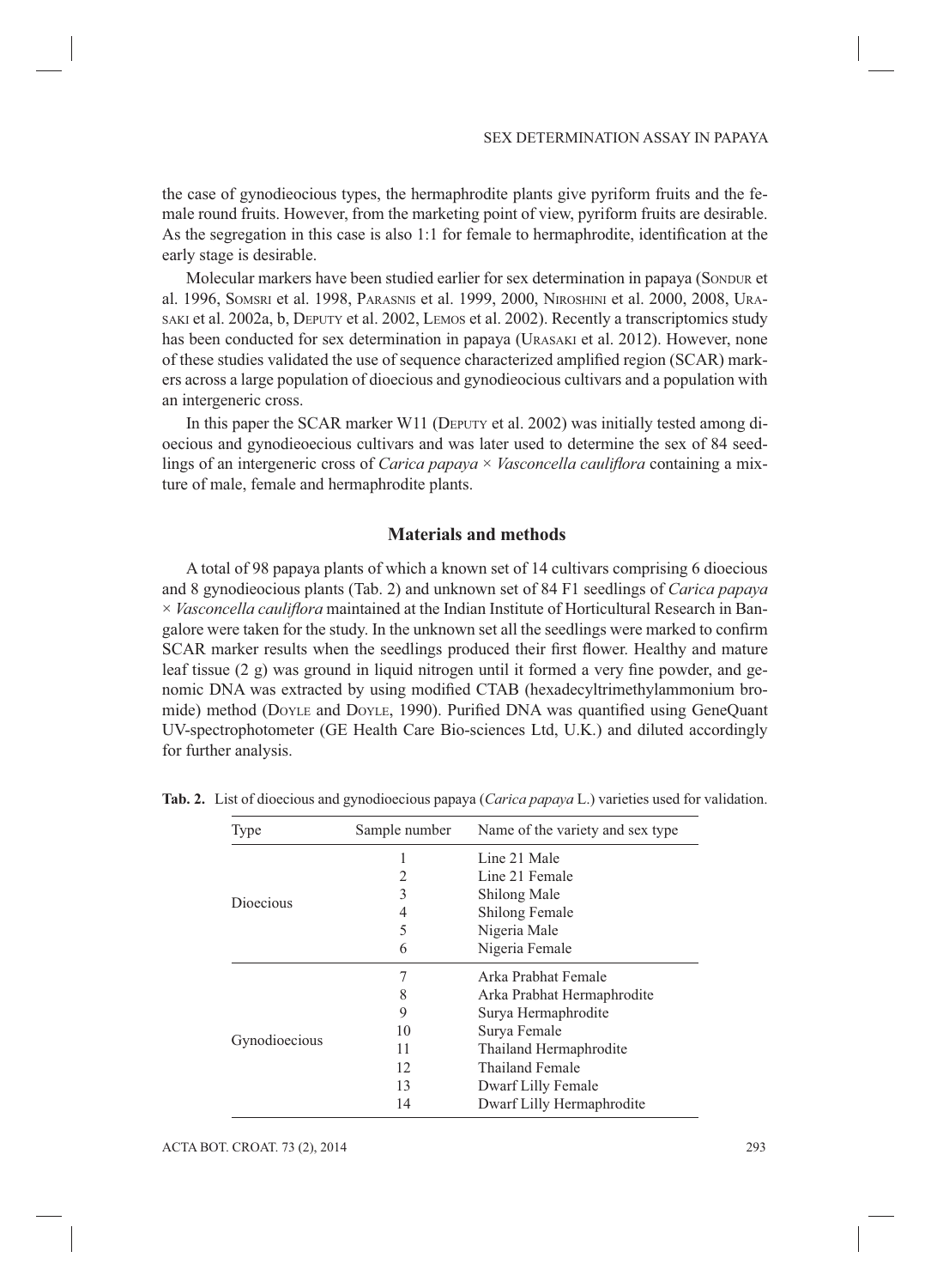the case of gynodieocious types, the hermaphrodite plants give pyriform fruits and the female round fruits. However, from the marketing point of view, pyriform fruits are desirable. As the segregation in this case is also 1:1 for female to hermaphrodite, identification at the early stage is desirable.

Molecular markers have been studied earlier for sex determination in papaya (Sondur et al. 1996, Somsri et al. 1998, Parasnis et al. 1999, 2000, Niroshini et al. 2000, 2008, Urasaki et al. 2002a, b, Deputy et al. 2002, Lemos et al. 2002). Recently a transcriptomics study has been conducted for sex determination in papaya (Urasaki et al. 2012). However, none of these studies validated the use of sequence characterized amplified region (SCAR) markers across a large population of dioecious and gynodieocious cultivars and a population with an intergeneric cross.

In this paper the SCAR marker W11 (Deputy et al. 2002) was initially tested among dioecious and gynodieoecious cultivars and was later used to determine the sex of 84 seedlings of an intergeneric cross of *Carica papaya* × *Vasconcella cauliflora* containing a mixture of male, female and hermaphrodite plants.

## Materials and methods

A total of 98 papaya plants of which a known set of 14 cultivars comprising 6 dioecious and 8 gynodieocious plants (Tab. 2) and unknown set of 84 F1 seedlings of *Carica papaya* × *Vasconcella cauliflora* maintained at the Indian Institute of Horticultural Research in Bangalore were taken for the study. In the unknown set all the seedlings were marked to confirm SCAR marker results when the seedlings produced their first flower. Healthy and mature leaf tissue (2 g) was ground in liquid nitrogen until it formed a very fine powder, and genomic DNA was extracted by using modified CTAB (hexadecyltrimethylammonium bromide) method (Doyle and Doyle, 1990). Purified DNA was quantified using GeneQuant UV-spectrophotometer (GE Health Care Bio-sciences Ltd, U.K.) and diluted accordingly for further analysis.

**Tab. 2.** List of dioecious and gynodioecious papaya (*Carica papaya* L.) varieties used for validation.

| Type | Sample number | Name of the variety and sex type |
|---|---|---|
| Dioecious | 1 | Line 21 Male |
| | 2 | Line 21 Female |
| | 3 | Shilong Male |
| | 4 | Shilong Female |
| | 5 | Nigeria Male |
| | 6 | Nigeria Female |
| Gynodioecious | 7 | Arka Prabhat Female |
| | 8 | Arka Prabhat Hermaphrodite |
| | 9 | Surya Hermaphrodite |
| | 10 | Surya Female |
| | 11 | Thailand Hermaphrodite |
| | 12 | Thailand Female |
| | 13 | Dwarf Lilly Female |
| | 14 | Dwarf Lilly Hermaphrodite |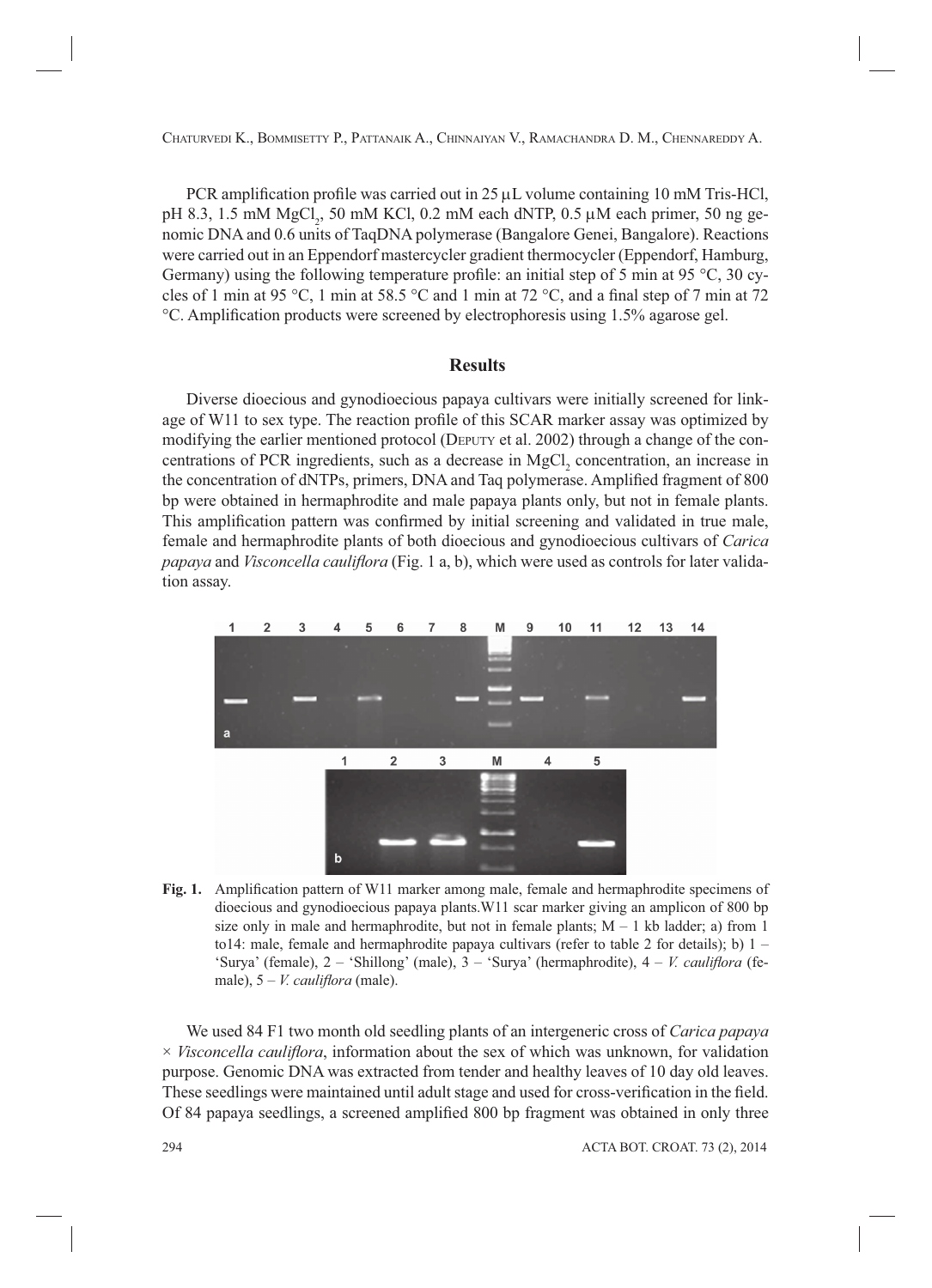PCR amplification profile was carried out in 25 μL volume containing 10 mM Tris-HCl, pH 8.3, 1.5 mM $MgCl_2$, 50 mM KCl, 0.2 mM each dNTP, 0.5 μM each primer, 50 ng genomic DNA and 0.6 units of TaqDNA polymerase (Bangalore Genei, Bangalore). Reactions were carried out in an Eppendorf mastercycler gradient thermocycler (Eppendorf, Hamburg, Germany) using the following temperature profile: an initial step of 5 min at 95 °C, 30 cycles of 1 min at 95 °C, 1 min at 58.5 °C and 1 min at 72 °C, and a final step of 7 min at 72 °C. Amplification products were screened by electrophoresis using 1.5% agarose gel.

## Results

Diverse dioecious and gynodioecious papaya cultivars were initially screened for linkage of W11 to sex type. The reaction profile of this SCAR marker assay was optimized by modifying the earlier mentioned protocol (Deputy et al. 2002) through a change of the concentrations of PCR ingredients, such as a decrease in $MgCl_2$ concentration, an increase in the concentration of dNTPs, primers, DNA and Taq polymerase. Amplified fragment of 800 bp were obtained in hermaphrodite and male papaya plants only, but not in female plants. This amplification pattern was confirmed by initial screening and validated in true male, female and hermaphrodite plants of both dioecious and gynodioecious cultivars of *Carica papaya* and *Visconcella cauliflora* (Fig. 1 a, b), which were used as controls for later validation assay.

**Fig. 1.** Amplification pattern of W11 marker among male, female and hermaphrodite specimens of dioecious and gynodioecious papaya plants.W11 scar marker giving an amplicon of 800 bp size only in male and hermaphrodite, but not in female plants; M – 1 kb ladder; a) from 1 to14: male, female and hermaphrodite papaya cultivars (refer to table 2 for details); b) 1 – 'Surya' (female), 2 – 'Shillong' (male), 3 – 'Surya' (hermaphrodite), 4 – *V. cauliflora* (female), 5 – *V. cauliflora* (male).

We used 84 F1 two month old seedling plants of an intergeneric cross of *Carica papaya* × *Visconcella cauliflora*, information about the sex of which was unknown, for validation purpose. Genomic DNA was extracted from tender and healthy leaves of 10 day old leaves. These seedlings were maintained until adult stage and used for cross-verification in the field. Of 84 papaya seedlings, a screened amplified 800 bp fragment was obtained in only three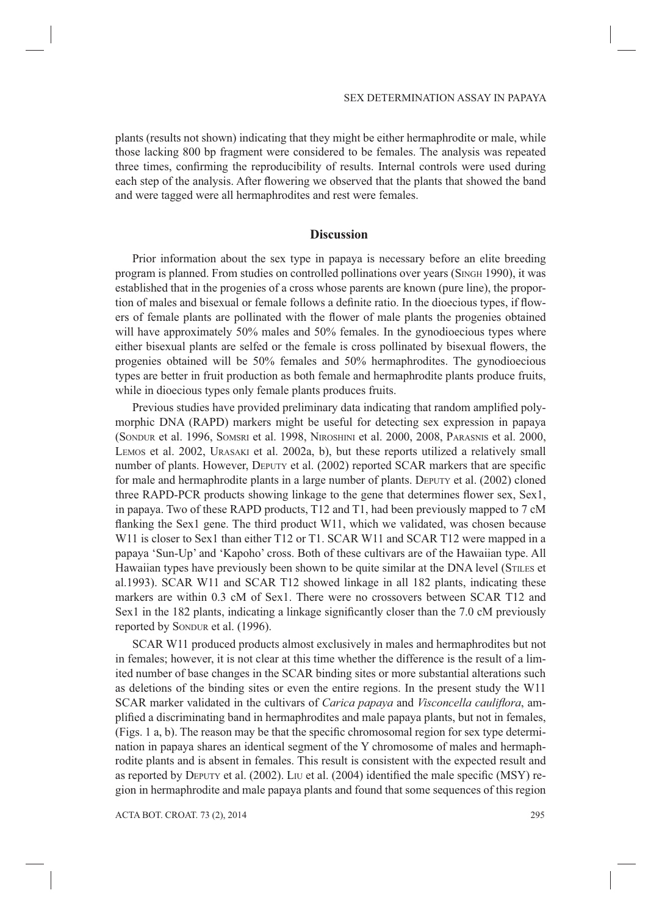plants (results not shown) indicating that they might be either hermaphrodite or male, while those lacking 800 bp fragment were considered to be females. The analysis was repeated three times, confirming the reproducibility of results. Internal controls were used during each step of the analysis. After flowering we observed that the plants that showed the band and were tagged were all hermaphrodites and rest were females.

## Discussion

Prior information about the sex type in papaya is necessary before an elite breeding program is planned. From studies on controlled pollinations over years (Singh 1990), it was established that in the progenies of a cross whose parents are known (pure line), the proportion of males and bisexual or female follows a definite ratio. In the dioecious types, if flowers of female plants are pollinated with the flower of male plants the progenies obtained will have approximately 50% males and 50% females. In the gynodioecious types where either bisexual plants are selfed or the female is cross pollinated by bisexual flowers, the progenies obtained will be 50% females and 50% hermaphrodites. The gynodioecious types are better in fruit production as both female and hermaphrodite plants produce fruits, while in dioecious types only female plants produces fruits.

Previous studies have provided preliminary data indicating that random amplified polymorphic DNA (RAPD) markers might be useful for detecting sex expression in papaya (Sondur et al. 1996, Somsri et al. 1998, Niroshini et al. 2000, 2008, Parasnis et al. 2000, Lemos et al. 2002, Urasaki et al. 2002a, b), but these reports utilized a relatively small number of plants. However, Deputy et al. (2002) reported SCAR markers that are specific for male and hermaphrodite plants in a large number of plants. Deputy et al. (2002) cloned three RAPD-PCR products showing linkage to the gene that determines flower sex, Sex1, in papaya. Two of these RAPD products, T12 and T1, had been previously mapped to 7 cM flanking the Sex1 gene. The third product W11, which we validated, was chosen because W11 is closer to Sex1 than either T12 or T1. SCAR W11 and SCAR T12 were mapped in a papaya 'Sun-Up' and 'Kapoho' cross. Both of these cultivars are of the Hawaiian type. All Hawaiian types have previously been shown to be quite similar at the DNA level (Stiles et al.1993). SCAR W11 and SCAR T12 showed linkage in all 182 plants, indicating these markers are within 0.3 cM of Sex1. There were no crossovers between SCAR T12 and Sex1 in the 182 plants, indicating a linkage significantly closer than the 7.0 cM previously reported by Sondur et al. (1996).

SCAR W11 produced products almost exclusively in males and hermaphrodites but not in females; however, it is not clear at this time whether the difference is the result of a limited number of base changes in the SCAR binding sites or more substantial alterations such as deletions of the binding sites or even the entire regions. In the present study the W11 SCAR marker validated in the cultivars of *Carica papaya* and *Visconcella cauliflora*, amplified a discriminating band in hermaphrodites and male papaya plants, but not in females, (Figs. 1 a, b). The reason may be that the specific chromosomal region for sex type determination in papaya shares an identical segment of the Y chromosome of males and hermaphrodite plants and is absent in females. This result is consistent with the expected result and as reported by Deputy et al. (2002). Liu et al. (2004) identified the male specific (MSY) region in hermaphrodite and male papaya plants and found that some sequences of this region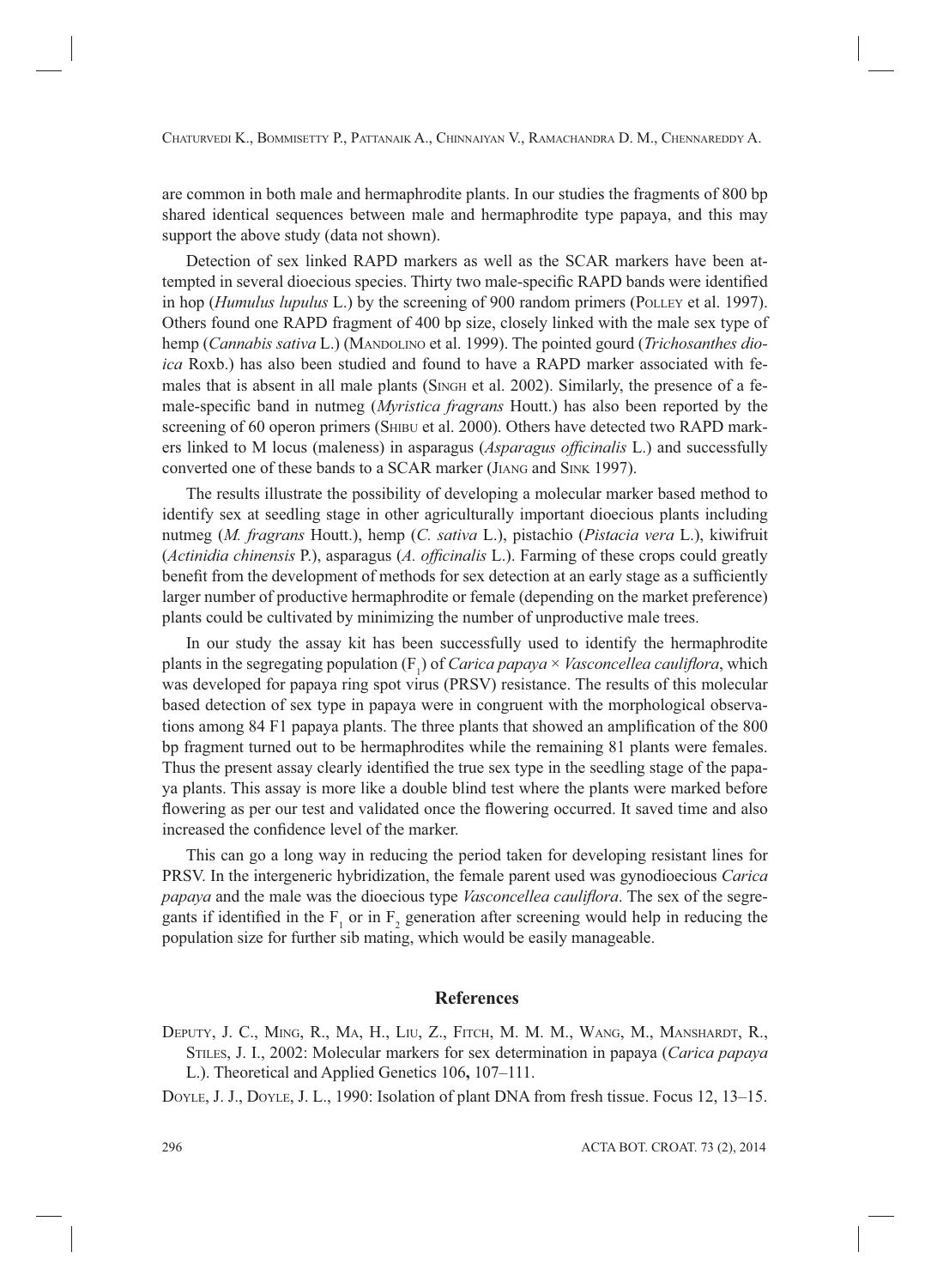are common in both male and hermaphrodite plants. In our studies the fragments of 800 bp shared identical sequences between male and hermaphrodite type papaya, and this may support the above study (data not shown).

Detection of sex linked RAPD markers as well as the SCAR markers have been attempted in several dioecious species. Thirty two male-specific RAPD bands were identified in hop (*Humulus lupulus* L.) by the screening of 900 random primers (Polley et al. 1997). Others found one RAPD fragment of 400 bp size, closely linked with the male sex type of hemp (*Cannabis sativa* L.) (Mandolino et al. 1999). The pointed gourd (*Trichosanthes dioica* Roxb.) has also been studied and found to have a RAPD marker associated with females that is absent in all male plants (Singh et al. 2002). Similarly, the presence of a female-specific band in nutmeg (*Myristica fragrans* Houtt.) has also been reported by the screening of 60 operon primers (Shibu et al. 2000). Others have detected two RAPD markers linked to M locus (maleness) in asparagus (*Asparagus officinalis* L.) and successfully converted one of these bands to a SCAR marker (Jiang and Sink 1997).

The results illustrate the possibility of developing a molecular marker based method to identify sex at seedling stage in other agriculturally important dioecious plants including nutmeg (*M. fragrans* Houtt.), hemp (*C. sativa* L.), pistachio (*Pistacia vera* L.), kiwifruit (*Actinidia chinensis* P.), asparagus (*A. officinalis* L.). Farming of these crops could greatly benefit from the development of methods for sex detection at an early stage as a sufficiently larger number of productive hermaphrodite or female (depending on the market preference) plants could be cultivated by minimizing the number of unproductive male trees.

In our study the assay kit has been successfully used to identify the hermaphrodite plants in the segregating population ($F_1$) of *Carica papaya* × *Vasconcellea cauliflora*, which was developed for papaya ring spot virus (PRSV) resistance. The results of this molecular based detection of sex type in papaya were in congruent with the morphological observations among 84 F1 papaya plants. The three plants that showed an amplification of the 800 bp fragment turned out to be hermaphrodites while the remaining 81 plants were females. Thus the present assay clearly identified the true sex type in the seedling stage of the papaya plants. This assay is more like a double blind test where the plants were marked before flowering as per our test and validated once the flowering occurred. It saved time and also increased the confidence level of the marker.

This can go a long way in reducing the period taken for developing resistant lines for PRSV. In the intergeneric hybridization, the female parent used was gynodioecious *Carica papaya* and the male was the dioecious type *Vasconcellea cauliflora*. The sex of the segregants if identified in the $F_1$ or in $F_2$ generation after screening would help in reducing the population size for further sib mating, which would be easily manageable.

## References

Deputy, J. C., Ming, R., Ma, H., Liu, Z., Fitch, M. M. M., Wang, M., Manshardt, R., Stiles, J. I., 2002: Molecular markers for sex determination in papaya (*Carica papaya* L.). Theoretical and Applied Genetics 106**,** 107–111.

Doyle, J. J., Doyle, J. L., 1990: Isolation of plant DNA from fresh tissue. Focus 12, 13–15.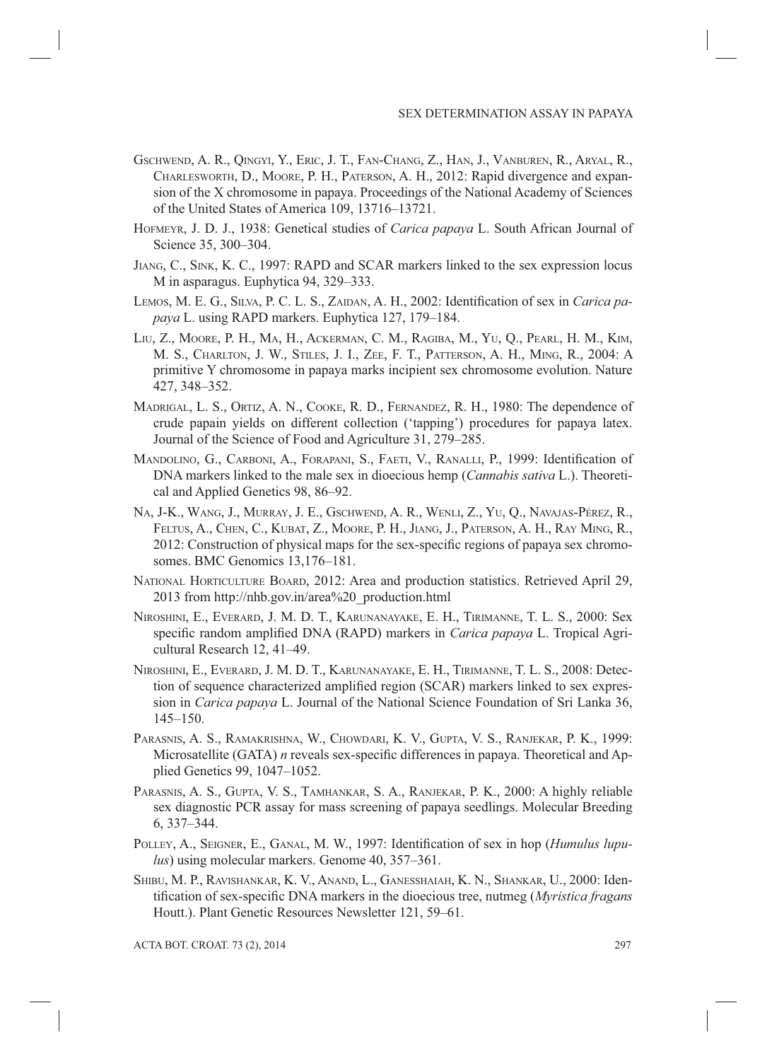Gschwend, A. R., Qingyi, Y., Eric, J. T., Fan-Chang, Z., Han, J., Vanburen, R., Aryal, R., Charlesworth, D., Moore, P. H., Paterson, A. H., 2012: Rapid divergence and expansion of the X chromosome in papaya. Proceedings of the National Academy of Sciences of the United States of America 109, 13716–13721.

Hofmeyr, J. D. J., 1938: Genetical studies of *Carica papaya* L. South African Journal of Science 35, 300–304.

Jiang, C., Sink, K. C., 1997: RAPD and SCAR markers linked to the sex expression locus M in asparagus. Euphytica 94, 329–333.

Lemos, M. E. G., Silva, P. C. L. S., Zaidan, A. H., 2002: Identification of sex in *Carica papaya* L. using RAPD markers. Euphytica 127, 179–184.

Liu, Z., Moore, P. H., Ma, H., Ackerman, C. M., Ragiba, M., Yu, Q., Pearl, H. M., Kim, M. S., Charlton, J. W., Stiles, J. I., Zee, F. T., Patterson, A. H., Ming, R., 2004: A primitive Y chromosome in papaya marks incipient sex chromosome evolution. Nature 427, 348–352.

Madrigal, L. S., Ortiz, A. N., Cooke, R. D., Fernandez, R. H., 1980: The dependence of crude papain yields on different collection ('tapping') procedures for papaya latex. Journal of the Science of Food and Agriculture 31, 279–285.

Mandolino, G., Carboni, A., Forapani, S., Faeti, V., Ranalli, P., 1999: Identification of DNA markers linked to the male sex in dioecious hemp (*Cannabis sativa* L.). Theoretical and Applied Genetics 98, 86–92.

Na, J-K., Wang, J., Murray, J. E., Gschwend, A. R., Wenli, Z., Yu, Q., Navajas-Pérez, R., Feltus, A., Chen, C., Kubat, Z., Moore, P. H., Jiang, J., Paterson, A. H., Ray Ming, R., 2012: Construction of physical maps for the sex-specific regions of papaya sex chromosomes. BMC Genomics 13,176–181.

National Horticulture Board, 2012: Area and production statistics. Retrieved April 29, 2013 from http://nhb.gov.in/area%20_production.html

Niroshini, E., Everard, J. M. D. T., Karunanayake, E. H., Tirimanne, T. L. S., 2000: Sex specific random amplified DNA (RAPD) markers in *Carica papaya* L. Tropical Agricultural Research 12, 41–49.

Niroshini, E., Everard, J. M. D. T., Karunanayake, E. H., Tirimanne, T. L. S., 2008: Detection of sequence characterized amplified region (SCAR) markers linked to sex expression in *Carica papaya* L. Journal of the National Science Foundation of Sri Lanka 36, 145–150.

Parasnis, A. S., Ramakrishna, W., Chowdari, K. V., Gupta, V. S., Ranjekar, P. K., 1999: Microsatellite (GATA) *n* reveals sex-specific differences in papaya. Theoretical and Applied Genetics 99, 1047–1052.

Parasnis, A. S., Gupta, V. S., Tamhankar, S. A., Ranjekar, P. K., 2000: A highly reliable sex diagnostic PCR assay for mass screening of papaya seedlings. Molecular Breeding 6, 337–344.

Polley, A., Seigner, E., Ganal, M. W., 1997: Identification of sex in hop (*Humulus lupulus*) using molecular markers. Genome 40, 357–361.

Shibu, M. P., Ravishankar, K. V., Anand, L., Ganesshaiah, K. N., Shankar, U., 2000: Identification of sex-specific DNA markers in the dioecious tree, nutmeg (*Myristica fragans* Houtt.). Plant Genetic Resources Newsletter 121, 59–61.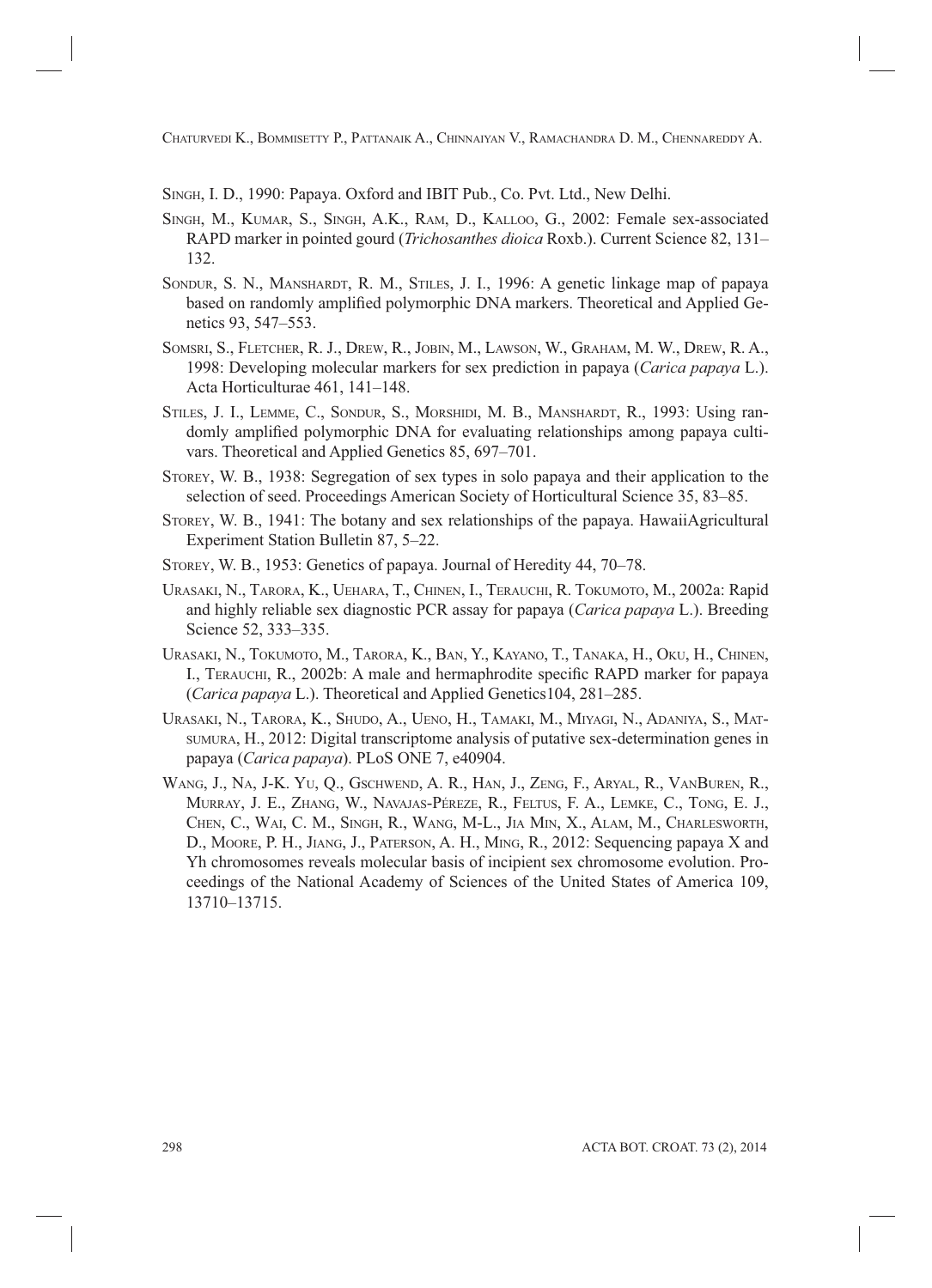Singh, I. D., 1990: Papaya. Oxford and IBIT Pub., Co. Pvt. Ltd., New Delhi.

Singh, M., Kumar, S., Singh, A.K., Ram, D., Kalloo, G., 2002: Female sex-associated RAPD marker in pointed gourd (*Trichosanthes dioica* Roxb.). Current Science 82, 131–132.

Sondur, S. N., Manshardt, R. M., Stiles, J. I., 1996: A genetic linkage map of papaya based on randomly amplified polymorphic DNA markers. Theoretical and Applied Genetics 93, 547–553.

Somsri, S., Fletcher, R. J., Drew, R., Jobin, M., Lawson, W., Graham, M. W., Drew, R. A., 1998: Developing molecular markers for sex prediction in papaya (*Carica papaya* L.). Acta Horticulturae 461, 141–148.

Stiles, J. I., Lemme, C., Sondur, S., Morshidi, M. B., Manshardt, R., 1993: Using randomly amplified polymorphic DNA for evaluating relationships among papaya cultivars. Theoretical and Applied Genetics 85, 697–701.

Storey, W. B., 1938: Segregation of sex types in solo papaya and their application to the selection of seed. Proceedings American Society of Horticultural Science 35, 83–85.

Storey, W. B., 1941: The botany and sex relationships of the papaya. HawaiiAgricultural Experiment Station Bulletin 87, 5–22.

Storey, W. B., 1953: Genetics of papaya. Journal of Heredity 44, 70–78.

Urasaki, N., Tarora, K., Uehara, T., Chinen, I., Terauchi, R. Tokumoto, M., 2002a: Rapid and highly reliable sex diagnostic PCR assay for papaya (*Carica papaya* L.). Breeding Science 52, 333–335.

Urasaki, N., Tokumoto, M., Tarora, K., Ban, Y., Kayano, T., Tanaka, H., Oku, H., Chinen, I., Terauchi, R., 2002b: A male and hermaphrodite specific RAPD marker for papaya (*Carica papaya* L.). Theoretical and Applied Genetics104, 281–285.

Urasaki, N., Tarora, K., Shudo, A., Ueno, H., Tamaki, M., Miyagi, N., Adaniya, S., Matsumura, H., 2012: Digital transcriptome analysis of putative sex-determination genes in papaya (*Carica papaya*). PLoS ONE 7, e40904.

Wang, J., Na, J-K. Yu, Q., Gschwend, A. R., Han, J., Zeng, F., Aryal, R., VanBuren, R., Murray, J. E., Zhang, W., Navajas-Péreze, R., Feltus, F. A., Lemke, C., Tong, E. J., Chen, C., Wai, C. M., Singh, R., Wang, M-L., Jia Min, X., Alam, M., Charlesworth, D., Moore, P. H., Jiang, J., Paterson, A. H., Ming, R., 2012: Sequencing papaya X and Yh chromosomes reveals molecular basis of incipient sex chromosome evolution. Proceedings of the National Academy of Sciences of the United States of America 109, 13710–13715.